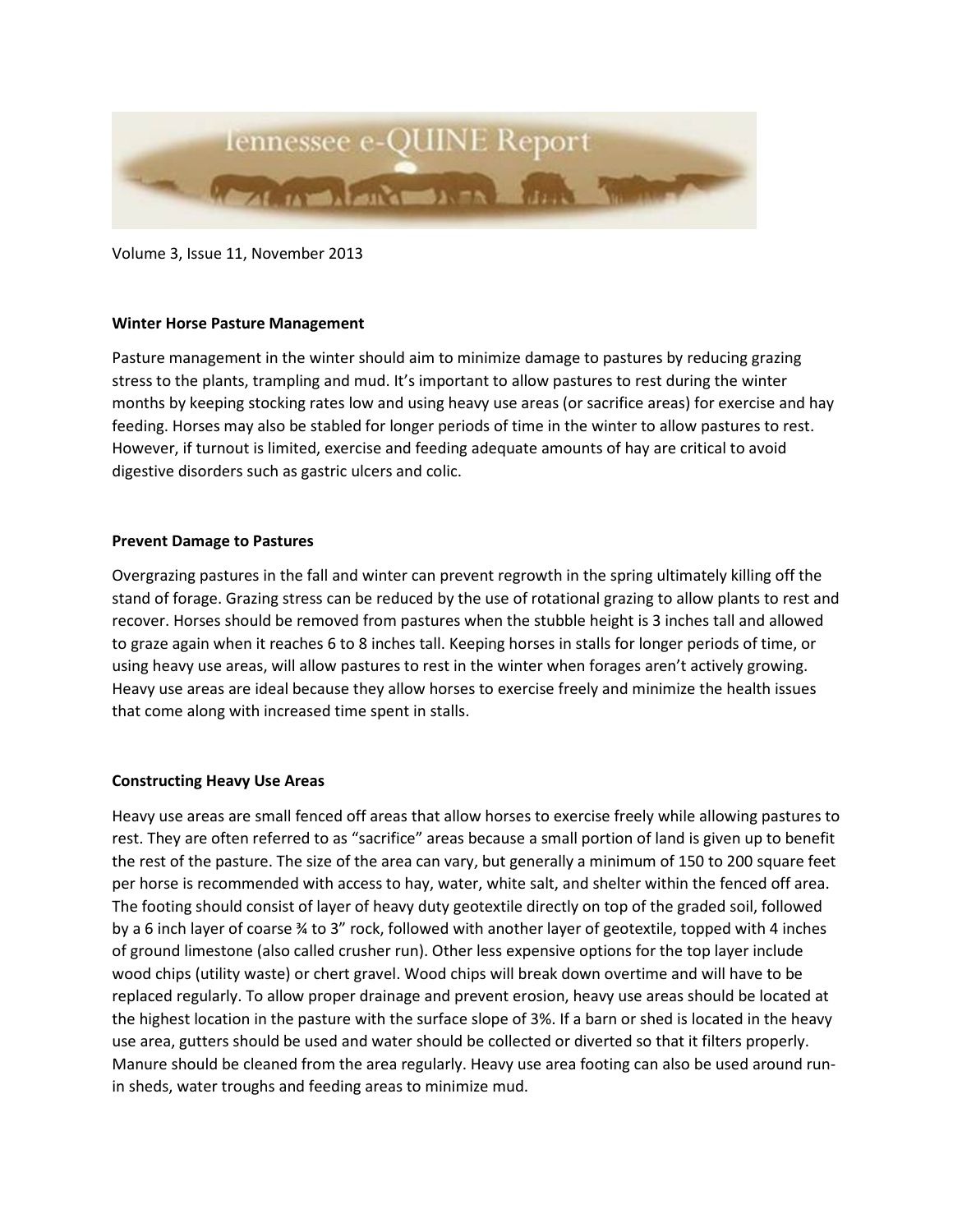Volume 3, Issue 11, November 2013

### Winter Horse Pasture Management

Pasture management in the winter should aim to minimize damage to pastures by reducing grazing stress to the plants, trampling and mud. It's important to allow pastures to rest during the winter months by keeping stocking rates low and using heavy use areas (or sacrifice areas) for exercise and hay feeding. Horses may also be stabled for longer periods of time in the winter to allow pastures to rest. However, if turnout is limited, exercise and feeding adequate amounts of hay are critical to avoid digestive disorders such as gastric ulcers and colic.

### Prevent Damage to Pastures

Overgrazing pastures in the fall and winter can prevent regrowth in the spring ultimately killing off the stand of forage. Grazing stress can be reduced by the use of rotational grazing to allow plants to rest and recover. Horses should be removed from pastures when the stubble height is 3 inches tall and allowed to graze again when it reaches 6 to 8 inches tall. Keeping horses in stalls for longer periods of time, or using heavy use areas, will allow pastures to rest in the winter when forages aren't actively growing. Heavy use areas are ideal because they allow horses to exercise freely and minimize the health issues that come along with increased time spent in stalls.

### Constructing Heavy Use Areas

Heavy use areas are small fenced off areas that allow horses to exercise freely while allowing pastures to rest. They are often referred to as "sacrifice" areas because a small portion of land is given up to benefit the rest of the pasture. The size of the area can vary, but generally a minimum of 150 to 200 square feet per horse is recommended with access to hay, water, white salt, and shelter within the fenced off area. The footing should consist of layer of heavy duty geotextile directly on top of the graded soil, followed by a 6 inch layer of coarse ¾ to 3" rock, followed with another layer of geotextile, topped with 4 inches of ground limestone (also called crusher run). Other less expensive options for the top layer include wood chips (utility waste) or chert gravel. Wood chips will break down overtime and will have to be replaced regularly. To allow proper drainage and prevent erosion, heavy use areas should be located at the highest location in the pasture with the surface slope of 3%. If a barn or shed is located in the heavy use area, gutters should be used and water should be collected or diverted so that it filters properly. Manure should be cleaned from the area regularly. Heavy use area footing can also be used around run-in sheds, water troughs and feeding areas to minimize mud.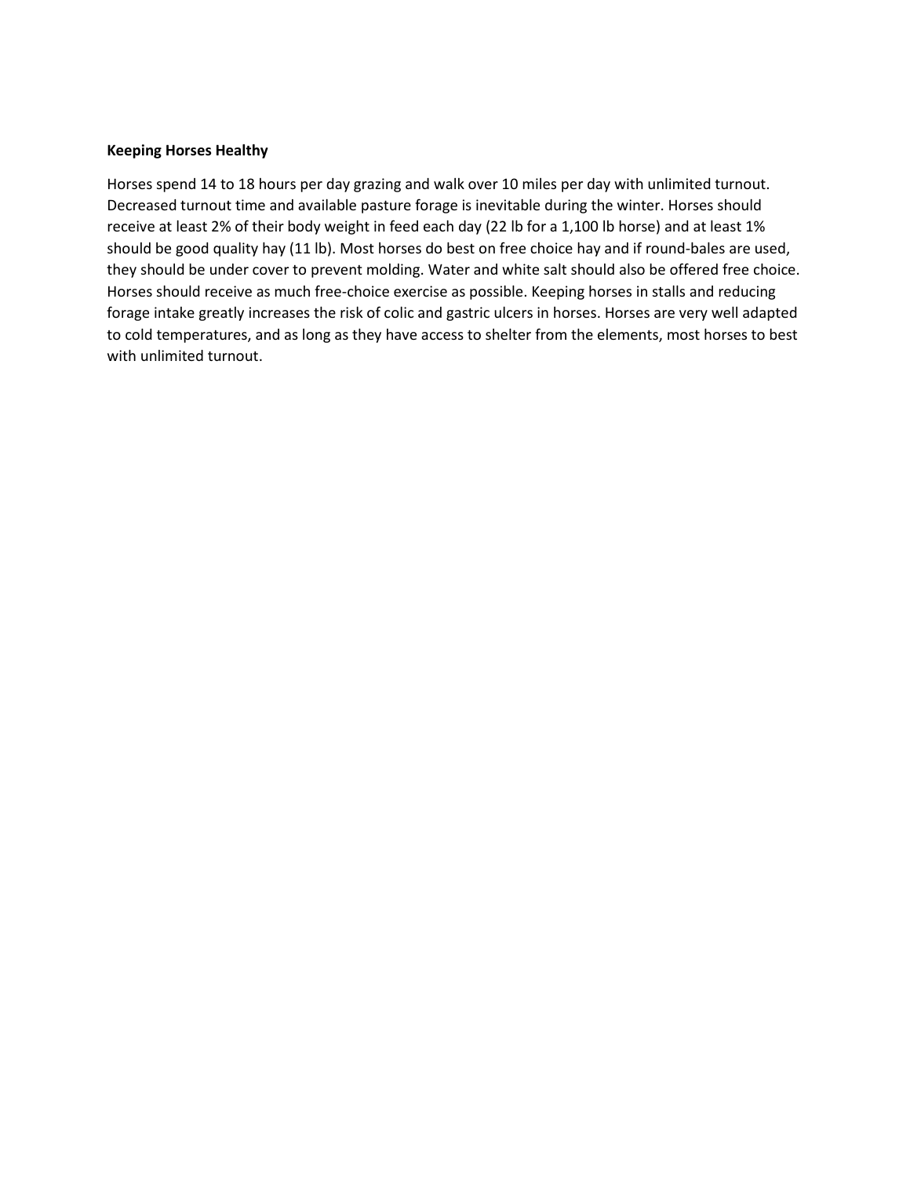**Keeping Horses Healthy**

Horses spend 14 to 18 hours per day grazing and walk over 10 miles per day with unlimited turnout. Decreased turnout time and available pasture forage is inevitable during the winter. Horses should receive at least 2% of their body weight in feed each day (22 lb for a 1,100 lb horse) and at least 1% should be good quality hay (11 lb). Most horses do best on free choice hay and if round-bales are used, they should be under cover to prevent molding. Water and white salt should also be offered free choice. Horses should receive as much free-choice exercise as possible. Keeping horses in stalls and reducing forage intake greatly increases the risk of colic and gastric ulcers in horses. Horses are very well adapted to cold temperatures, and as long as they have access to shelter from the elements, most horses to best with unlimited turnout.